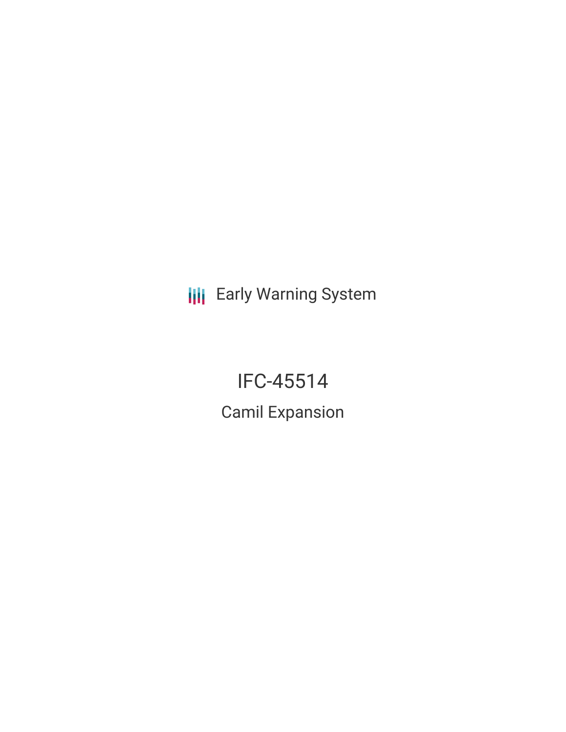Early Warning System

# IFC-45514

## Camil Expansion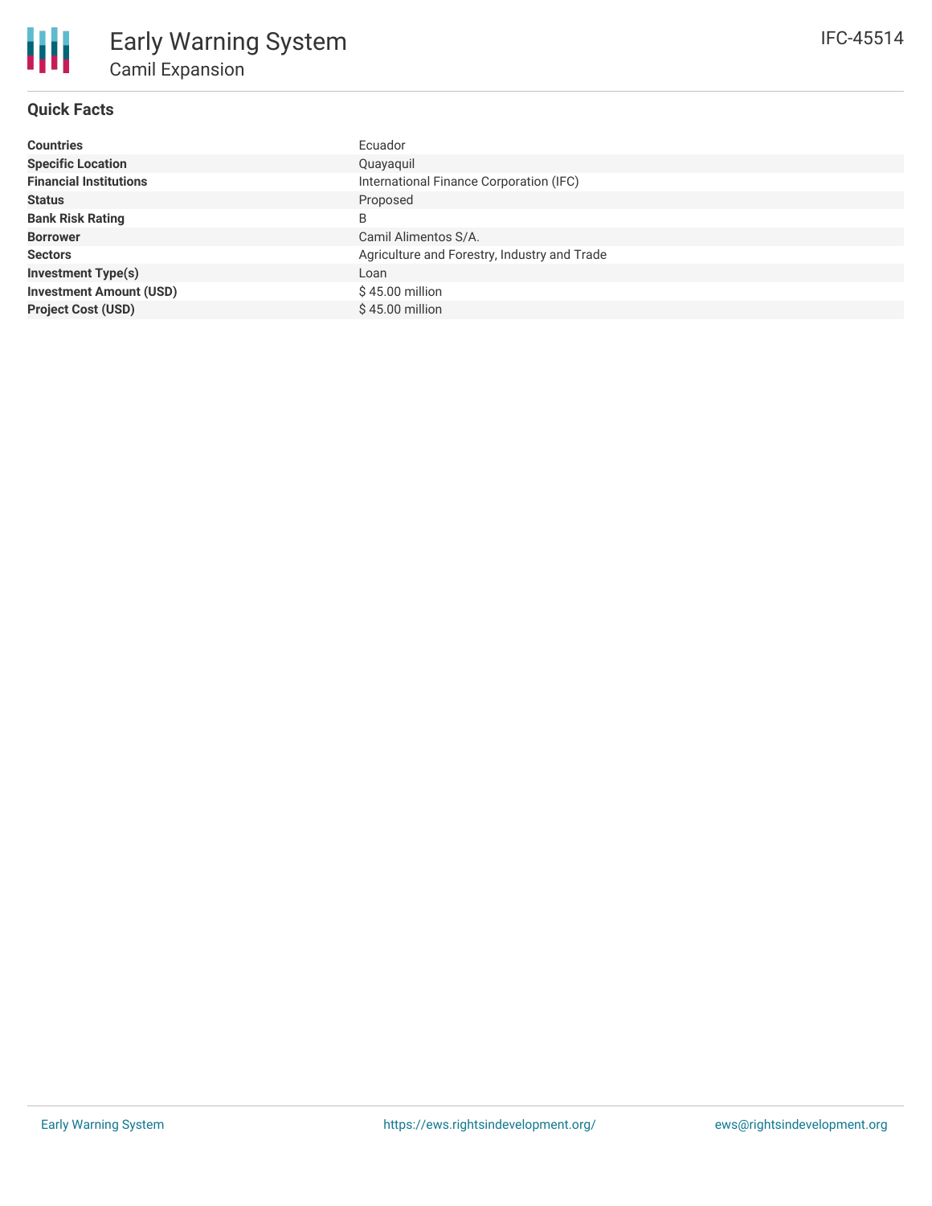# Early Warning System

## Camil Expansion

IFC-45514

### Quick Facts

| | |
|---|---|
| **Countries** | Ecuador |
| **Specific Location** | Quayaquil |
| **Financial Institutions** | International Finance Corporation (IFC) |
| **Status** | Proposed |
| **Bank Risk Rating** | B |
| **Borrower** | Camil Alimentos S/A. |
| **Sectors** | Agriculture and Forestry, Industry and Trade |
| **Investment Type(s)** | Loan |
| **Investment Amount (USD)** | $ 45.00 million |
| **Project Cost (USD)** | $ 45.00 million |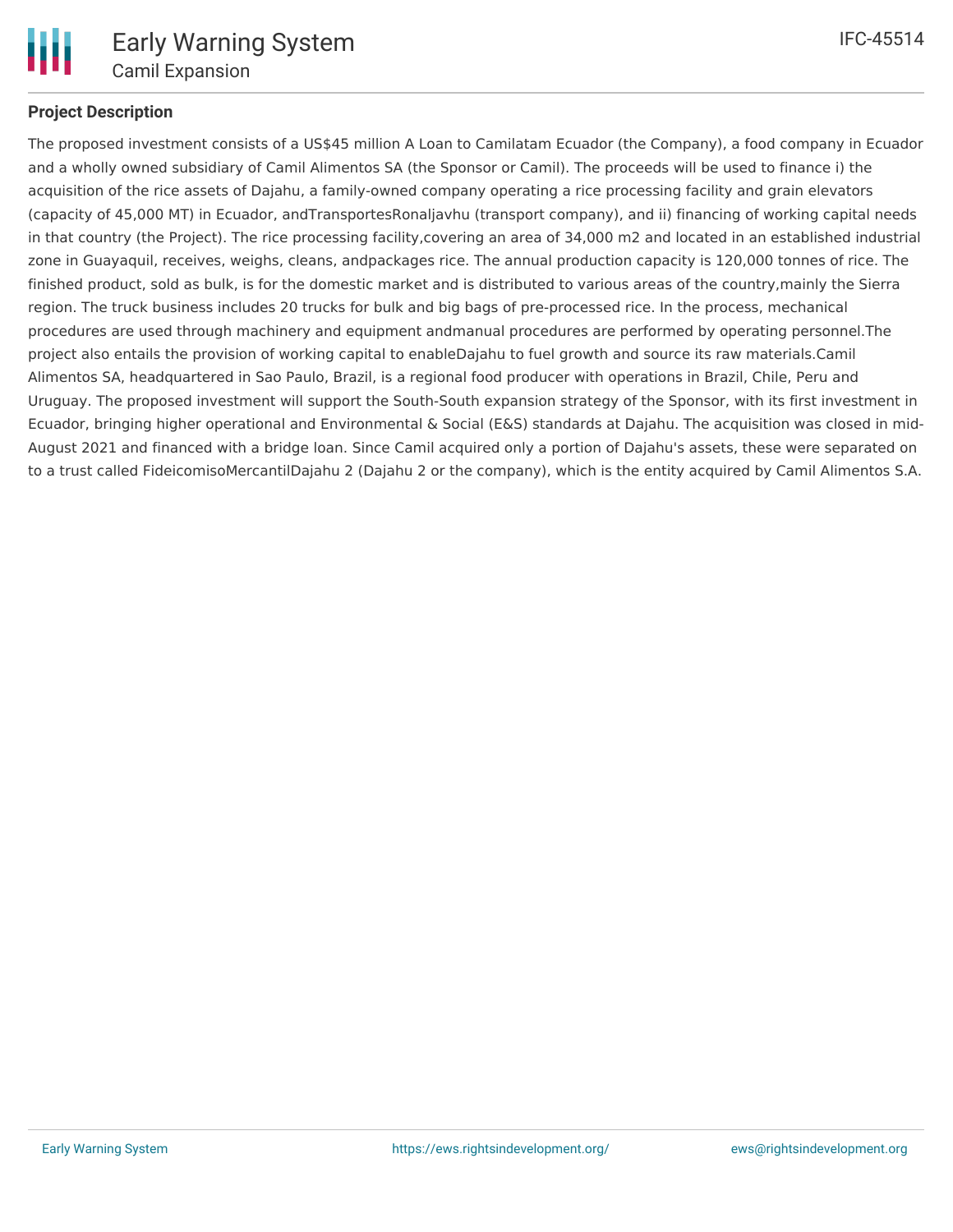## Project Description

The proposed investment consists of a US$45 million A Loan to Camilatam Ecuador (the Company), a food company in Ecuador and a wholly owned subsidiary of Camil Alimentos SA (the Sponsor or Camil). The proceeds will be used to finance i) the acquisition of the rice assets of Dajahu, a family-owned company operating a rice processing facility and grain elevators (capacity of 45,000 MT) in Ecuador, andTransportesRonaljavhu (transport company), and ii) financing of working capital needs in that country (the Project). The rice processing facility,covering an area of 34,000 m2 and located in an established industrial zone in Guayaquil, receives, weighs, cleans, andpackages rice. The annual production capacity is 120,000 tonnes of rice. The finished product, sold as bulk, is for the domestic market and is distributed to various areas of the country,mainly the Sierra region. The truck business includes 20 trucks for bulk and big bags of pre-processed rice. In the process, mechanical procedures are used through machinery and equipment andmanual procedures are performed by operating personnel.The project also entails the provision of working capital to enableDajahu to fuel growth and source its raw materials.Camil Alimentos SA, headquartered in Sao Paulo, Brazil, is a regional food producer with operations in Brazil, Chile, Peru and Uruguay. The proposed investment will support the South-South expansion strategy of the Sponsor, with its first investment in Ecuador, bringing higher operational and Environmental & Social (E&S) standards at Dajahu. The acquisition was closed in mid-August 2021 and financed with a bridge loan. Since Camil acquired only a portion of Dajahu's assets, these were separated on to a trust called FideicomisoMercantilDajahu 2 (Dajahu 2 or the company), which is the entity acquired by Camil Alimentos S.A.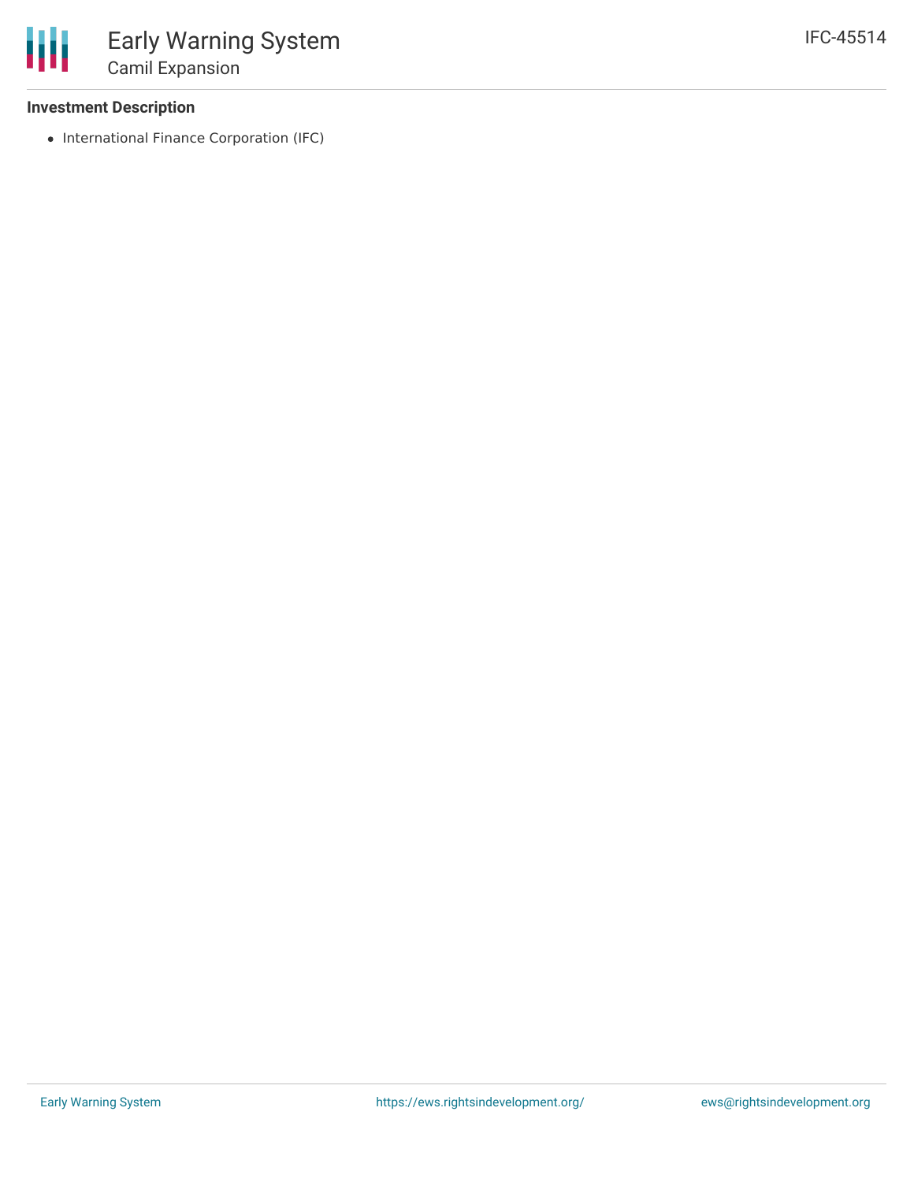### Investment Description

- International Finance Corporation (IFC)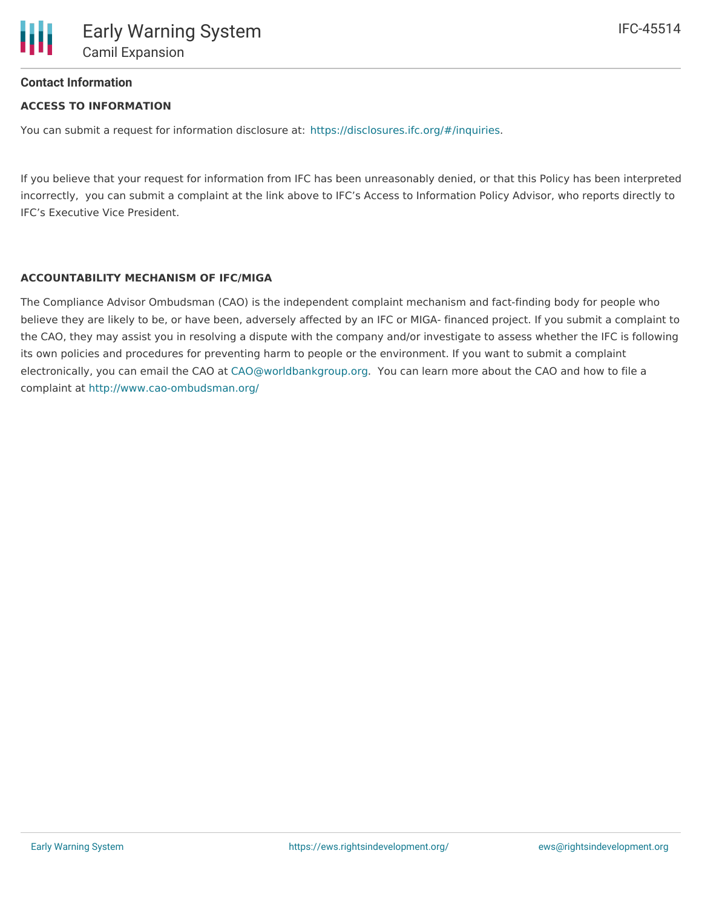## Contact Information

### ACCESS TO INFORMATION

You can submit a request for information disclosure at: https://disclosures.ifc.org/#/inquiries.

If you believe that your request for information from IFC has been unreasonably denied, or that this Policy has been interpreted incorrectly, you can submit a complaint at the link above to IFC's Access to Information Policy Advisor, who reports directly to IFC's Executive Vice President.

### ACCOUNTABILITY MECHANISM OF IFC/MIGA

The Compliance Advisor Ombudsman (CAO) is the independent complaint mechanism and fact-finding body for people who believe they are likely to be, or have been, adversely affected by an IFC or MIGA- financed project. If you submit a complaint to the CAO, they may assist you in resolving a dispute with the company and/or investigate to assess whether the IFC is following its own policies and procedures for preventing harm to people or the environment. If you want to submit a complaint electronically, you can email the CAO at CAO@worldbankgroup.org. You can learn more about the CAO and how to file a complaint at http://www.cao-ombudsman.org/